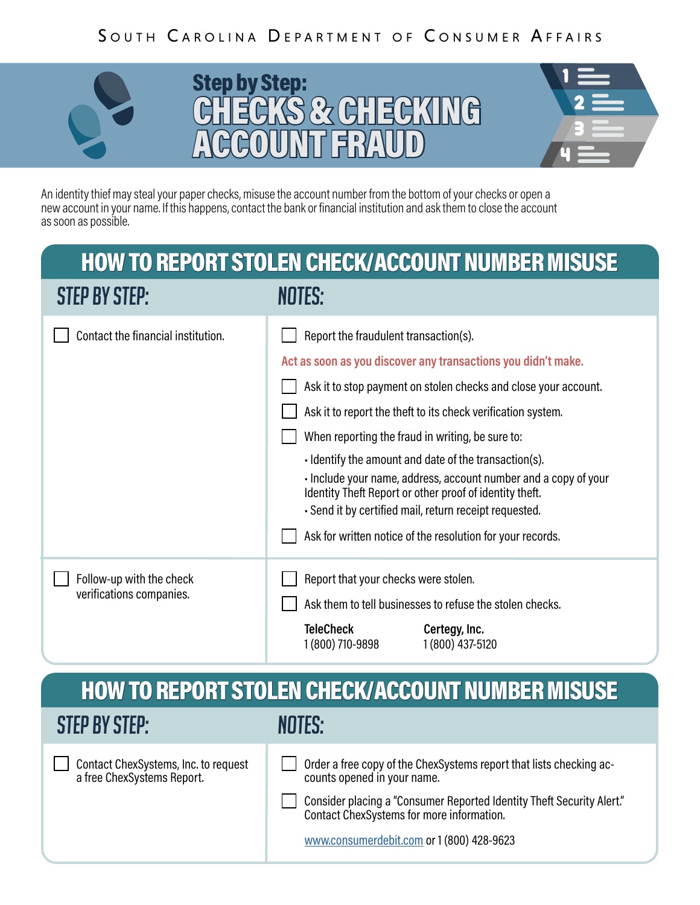South Carolina Department of Consumer Affairs

# Step by Step: CHECKS & CHECKING ACCOUNT FRAUD

An identity thief may steal your paper checks, misuse the account number from the bottom of your checks or open a new account in your name. If this happens, contact the bank or financial institution and ask them to close the account as soon as possible.

## HOW TO REPORT STOLEN CHECK/ACCOUNT NUMBER MISUSE

| STEP BY STEP: | NOTES: |
|---|---|
| ☐ Contact the financial institution. | ☐ Report the fraudulent transaction(s).<br><br>Act as soon as you discover any transactions you didn't make.<br><br>☐ Ask it to stop payment on stolen checks and close your account.<br><br>☐ Ask it to report the theft to its check verification system.<br><br>☐ When reporting the fraud in writing, be sure to:<br>• Identify the amount and date of the transaction(s).<br>• Include your name, address, account number and a copy of your Identity Theft Report or other proof of identity theft.<br>• Send it by certified mail, return receipt requested.<br><br>☐ Ask for written notice of the resolution for your records. |
| ☐ Follow-up with the check verifications companies. | ☐ Report that your checks were stolen.<br><br>☐ Ask them to tell businesses to refuse the stolen checks.<br><br>**TeleCheck** 1 (800) 710-9898<br>**Certegy, Inc.** 1 (800) 437-5120 |

## HOW TO REPORT STOLEN CHECK/ACCOUNT NUMBER MISUSE

| STEP BY STEP: | NOTES: |
|---|---|
| ☐ Contact ChexSystems, Inc. to request a free ChexSystems Report. | ☐ Order a free copy of the ChexSystems report that lists checking accounts opened in your name.<br><br>☐ Consider placing a "Consumer Reported Identity Theft Security Alert." Contact ChexSystems for more information.<br><br>www.consumerdebit.com or 1 (800) 428-9623 |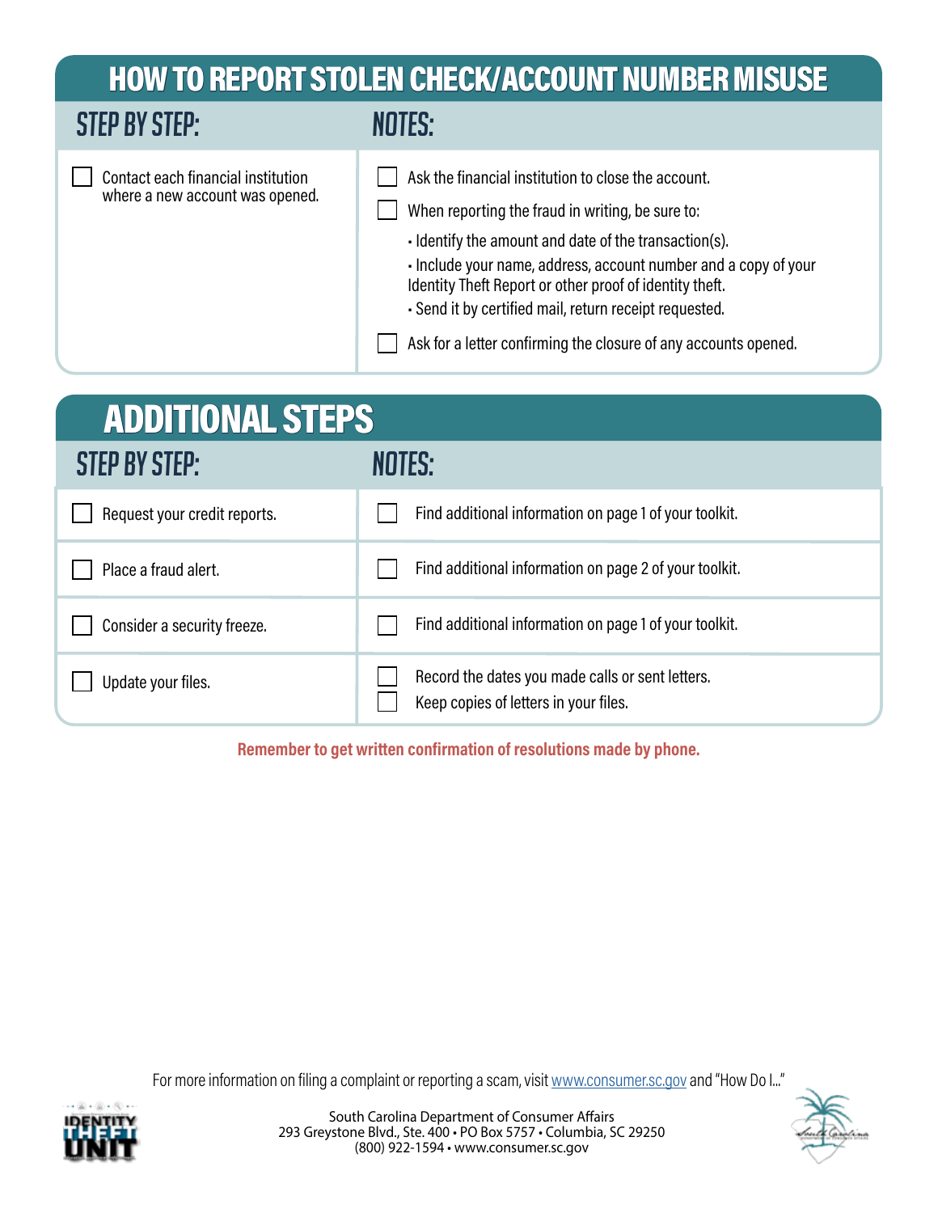## HOW TO REPORT STOLEN CHECK/ACCOUNT NUMBER MISUSE

| STEP BY STEP: | NOTES: |
|---|---|
| ☐ Contact each financial institution where a new account was opened. | ☐ Ask the financial institution to close the account.<br>☐ When reporting the fraud in writing, be sure to:<br>• Identify the amount and date of the transaction(s).<br>• Include your name, address, account number and a copy of your Identity Theft Report or other proof of identity theft.<br>• Send it by certified mail, return receipt requested.<br>☐ Ask for a letter confirming the closure of any accounts opened. |

## ADDITIONAL STEPS

| STEP BY STEP: | NOTES: |
|---|---|
| ☐ Request your credit reports. | ☐ Find additional information on page 1 of your toolkit. |
| ☐ Place a fraud alert. | ☐ Find additional information on page 2 of your toolkit. |
| ☐ Consider a security freeze. | ☐ Find additional information on page 1 of your toolkit. |
| ☐ Update your files. | ☐ Record the dates you made calls or sent letters.<br>☐ Keep copies of letters in your files. |

**Remember to get written confirmation of resolutions made by phone.**

For more information on filing a complaint or reporting a scam, visit www.consumer.sc.gov and "How Do I..."

South Carolina Department of Consumer Affairs
293 Greystone Blvd., Ste. 400 • PO Box 5757 • Columbia, SC 29250
(800) 922-1594 • www.consumer.sc.gov